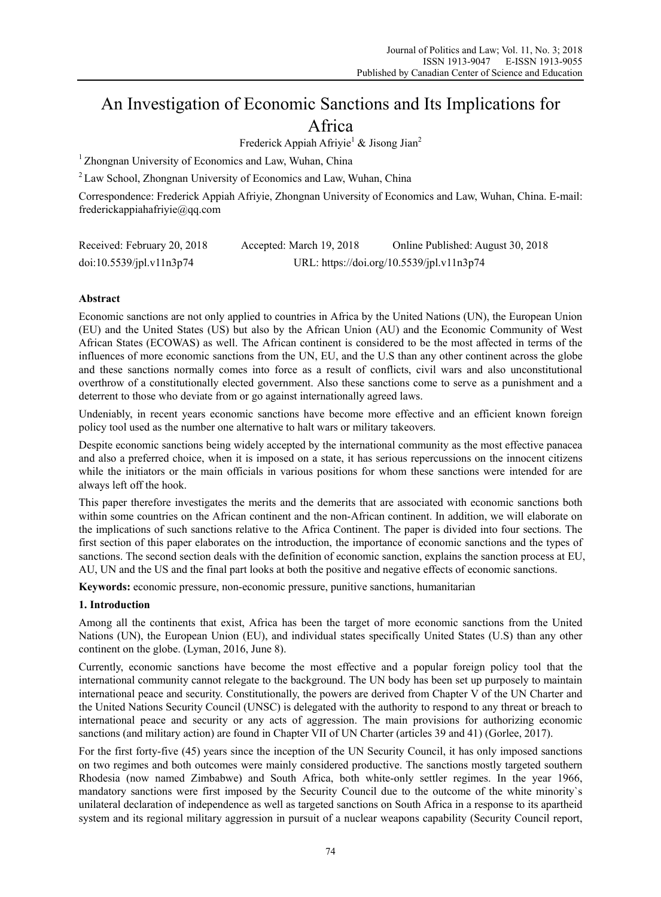# An Investigation of Economic Sanctions and Its Implications for Africa

Frederick Appiah Afriyie[1] & Jisong Jian[2]

[1] Zhongnan University of Economics and Law, Wuhan, China

[2] Law School, Zhongnan University of Economics and Law, Wuhan, China

Correspondence: Frederick Appiah Afriyie, Zhongnan University of Economics and Law, Wuhan, China. E-mail: frederickappiahafriyie@qq.com

Received: February 20, 2018 Accepted: March 19, 2018 Online Published: August 30, 2018

doi:10.5539/jpl.v11n3p74 URL: https://doi.org/10.5539/jpl.v11n3p74

## Abstract

Economic sanctions are not only applied to countries in Africa by the United Nations (UN), the European Union (EU) and the United States (US) but also by the African Union (AU) and the Economic Community of West African States (ECOWAS) as well. The African continent is considered to be the most affected in terms of the influences of more economic sanctions from the UN, EU, and the U.S than any other continent across the globe and these sanctions normally comes into force as a result of conflicts, civil wars and also unconstitutional overthrow of a constitutionally elected government. Also these sanctions come to serve as a punishment and a deterrent to those who deviate from or go against internationally agreed laws.

Undeniably, in recent years economic sanctions have become more effective and an efficient known foreign policy tool used as the number one alternative to halt wars or military takeovers.

Despite economic sanctions being widely accepted by the international community as the most effective panacea and also a preferred choice, when it is imposed on a state, it has serious repercussions on the innocent citizens while the initiators or the main officials in various positions for whom these sanctions were intended for are always left off the hook.

This paper therefore investigates the merits and the demerits that are associated with economic sanctions both within some countries on the African continent and the non-African continent. In addition, we will elaborate on the implications of such sanctions relative to the Africa Continent. The paper is divided into four sections. The first section of this paper elaborates on the introduction, the importance of economic sanctions and the types of sanctions. The second section deals with the definition of economic sanction, explains the sanction process at EU, AU, UN and the US and the final part looks at both the positive and negative effects of economic sanctions.

**Keywords:** economic pressure, non-economic pressure, punitive sanctions, humanitarian

## 1. Introduction

Among all the continents that exist, Africa has been the target of more economic sanctions from the United Nations (UN), the European Union (EU), and individual states specifically United States (U.S) than any other continent on the globe. (Lyman, 2016, June 8).

Currently, economic sanctions have become the most effective and a popular foreign policy tool that the international community cannot relegate to the background. The UN body has been set up purposely to maintain international peace and security. Constitutionally, the powers are derived from Chapter V of the UN Charter and the United Nations Security Council (UNSC) is delegated with the authority to respond to any threat or breach to international peace and security or any acts of aggression. The main provisions for authorizing economic sanctions (and military action) are found in Chapter VII of UN Charter (articles 39 and 41) (Gorlee, 2017).

For the first forty-five (45) years since the inception of the UN Security Council, it has only imposed sanctions on two regimes and both outcomes were mainly considered productive. The sanctions mostly targeted southern Rhodesia (now named Zimbabwe) and South Africa, both white-only settler regimes. In the year 1966, mandatory sanctions were first imposed by the Security Council due to the outcome of the white minority`s unilateral declaration of independence as well as targeted sanctions on South Africa in a response to its apartheid system and its regional military aggression in pursuit of a nuclear weapons capability (Security Council report,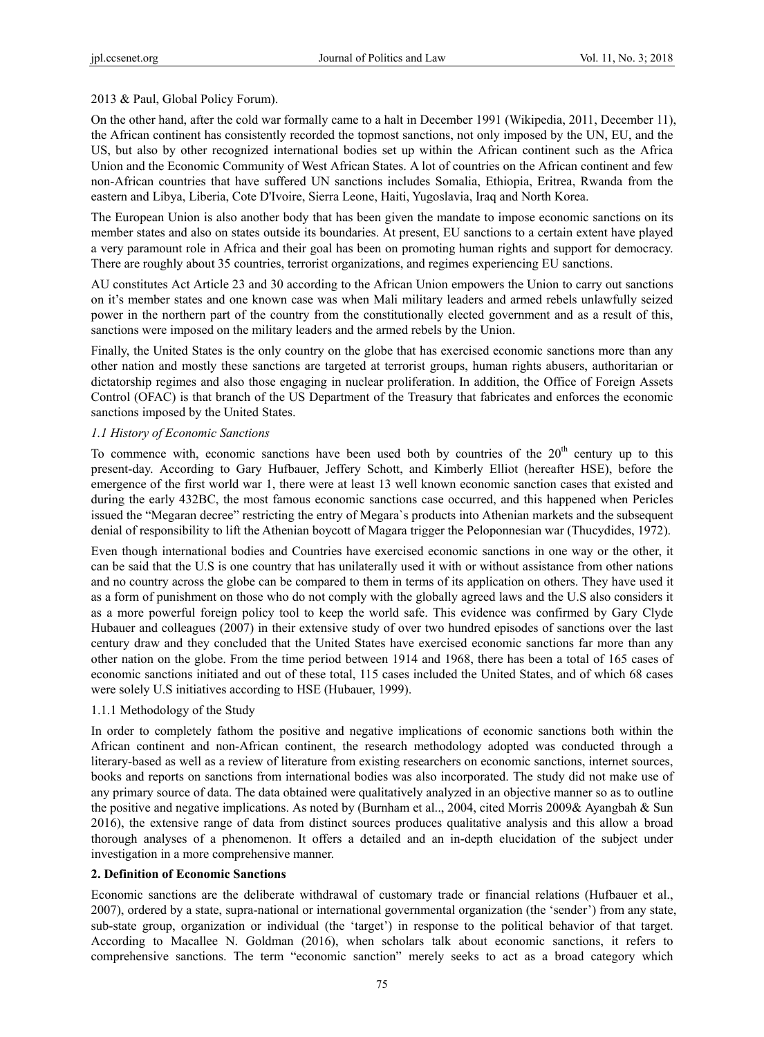2013 & Paul, Global Policy Forum).

On the other hand, after the cold war formally came to a halt in December 1991 (Wikipedia, 2011, December 11), the African continent has consistently recorded the topmost sanctions, not only imposed by the UN, EU, and the US, but also by other recognized international bodies set up within the African continent such as the Africa Union and the Economic Community of West African States. A lot of countries on the African continent and few non-African countries that have suffered UN sanctions includes Somalia, Ethiopia, Eritrea, Rwanda from the eastern and Libya, Liberia, Cote D'Ivoire, Sierra Leone, Haiti, Yugoslavia, Iraq and North Korea.

The European Union is also another body that has been given the mandate to impose economic sanctions on its member states and also on states outside its boundaries. At present, EU sanctions to a certain extent have played a very paramount role in Africa and their goal has been on promoting human rights and support for democracy. There are roughly about 35 countries, terrorist organizations, and regimes experiencing EU sanctions.

AU constitutes Act Article 23 and 30 according to the African Union empowers the Union to carry out sanctions on it's member states and one known case was when Mali military leaders and armed rebels unlawfully seized power in the northern part of the country from the constitutionally elected government and as a result of this, sanctions were imposed on the military leaders and the armed rebels by the Union.

Finally, the United States is the only country on the globe that has exercised economic sanctions more than any other nation and mostly these sanctions are targeted at terrorist groups, human rights abusers, authoritarian or dictatorship regimes and also those engaging in nuclear proliferation. In addition, the Office of Foreign Assets Control (OFAC) is that branch of the US Department of the Treasury that fabricates and enforces the economic sanctions imposed by the United States.

### *1.1 History of Economic Sanctions*

To commence with, economic sanctions have been used both by countries of the 20th century up to this present-day. According to Gary Hufbauer, Jeffery Schott, and Kimberly Elliot (hereafter HSE), before the emergence of the first world war 1, there were at least 13 well known economic sanction cases that existed and during the early 432BC, the most famous economic sanctions case occurred, and this happened when Pericles issued the "Megaran decree" restricting the entry of Megara`s products into Athenian markets and the subsequent denial of responsibility to lift the Athenian boycott of Magara trigger the Peloponnesian war (Thucydides, 1972).

Even though international bodies and Countries have exercised economic sanctions in one way or the other, it can be said that the U.S is one country that has unilaterally used it with or without assistance from other nations and no country across the globe can be compared to them in terms of its application on others. They have used it as a form of punishment on those who do not comply with the globally agreed laws and the U.S also considers it as a more powerful foreign policy tool to keep the world safe. This evidence was confirmed by Gary Clyde Hubauer and colleagues (2007) in their extensive study of over two hundred episodes of sanctions over the last century draw and they concluded that the United States have exercised economic sanctions far more than any other nation on the globe. From the time period between 1914 and 1968, there has been a total of 165 cases of economic sanctions initiated and out of these total, 115 cases included the United States, and of which 68 cases were solely U.S initiatives according to HSE (Hubauer, 1999).

#### 1.1.1 Methodology of the Study

In order to completely fathom the positive and negative implications of economic sanctions both within the African continent and non-African continent, the research methodology adopted was conducted through a literary-based as well as a review of literature from existing researchers on economic sanctions, internet sources, books and reports on sanctions from international bodies was also incorporated. The study did not make use of any primary source of data. The data obtained were qualitatively analyzed in an objective manner so as to outline the positive and negative implications. As noted by (Burnham et al.., 2004, cited Morris 2009& Ayangbah & Sun 2016), the extensive range of data from distinct sources produces qualitative analysis and this allow a broad thorough analyses of a phenomenon. It offers a detailed and an in-depth elucidation of the subject under investigation in a more comprehensive manner.

## **2. Definition of Economic Sanctions**

Economic sanctions are the deliberate withdrawal of customary trade or financial relations (Hufbauer et al., 2007), ordered by a state, supra-national or international governmental organization (the 'sender') from any state, sub-state group, organization or individual (the 'target') in response to the political behavior of that target. According to Macallee N. Goldman (2016), when scholars talk about economic sanctions, it refers to comprehensive sanctions. The term "economic sanction" merely seeks to act as a broad category which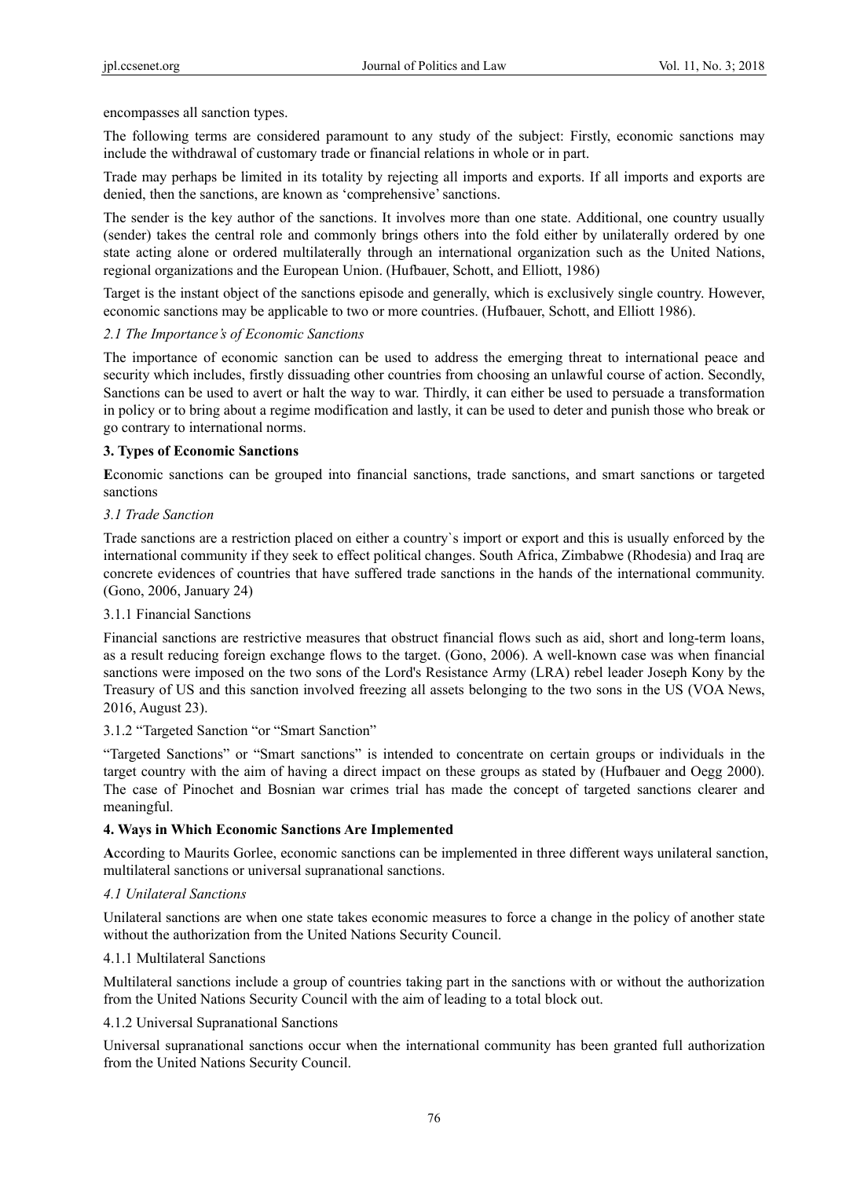encompasses all sanction types.

The following terms are considered paramount to any study of the subject: Firstly, economic sanctions may include the withdrawal of customary trade or financial relations in whole or in part.

Trade may perhaps be limited in its totality by rejecting all imports and exports. If all imports and exports are denied, then the sanctions, are known as 'comprehensive' sanctions.

The sender is the key author of the sanctions. It involves more than one state. Additional, one country usually (sender) takes the central role and commonly brings others into the fold either by unilaterally ordered by one state acting alone or ordered multilaterally through an international organization such as the United Nations, regional organizations and the European Union. (Hufbauer, Schott, and Elliott, 1986)

Target is the instant object of the sanctions episode and generally, which is exclusively single country. However, economic sanctions may be applicable to two or more countries. (Hufbauer, Schott, and Elliott 1986).

### *2.1 The Importance's of Economic Sanctions*

The importance of economic sanction can be used to address the emerging threat to international peace and security which includes, firstly dissuading other countries from choosing an unlawful course of action. Secondly, Sanctions can be used to avert or halt the way to war. Thirdly, it can either be used to persuade a transformation in policy or to bring about a regime modification and lastly, it can be used to deter and punish those who break or go contrary to international norms.

## **3. Types of Economic Sanctions**

**E**conomic sanctions can be grouped into financial sanctions, trade sanctions, and smart sanctions or targeted sanctions

### *3.1 Trade Sanction*

Trade sanctions are a restriction placed on either a country`s import or export and this is usually enforced by the international community if they seek to effect political changes. South Africa, Zimbabwe (Rhodesia) and Iraq are concrete evidences of countries that have suffered trade sanctions in the hands of the international community. (Gono, 2006, January 24)

#### 3.1.1 Financial Sanctions

Financial sanctions are restrictive measures that obstruct financial flows such as aid, short and long-term loans, as a result reducing foreign exchange flows to the target. (Gono, 2006). A well-known case was when financial sanctions were imposed on the two sons of the Lord's Resistance Army (LRA) rebel leader Joseph Kony by the Treasury of US and this sanction involved freezing all assets belonging to the two sons in the US (VOA News, 2016, August 23).

#### 3.1.2 "Targeted Sanction "or "Smart Sanction"

"Targeted Sanctions" or "Smart sanctions" is intended to concentrate on certain groups or individuals in the target country with the aim of having a direct impact on these groups as stated by (Hufbauer and Oegg 2000). The case of Pinochet and Bosnian war crimes trial has made the concept of targeted sanctions clearer and meaningful.

## **4. Ways in Which Economic Sanctions Are Implemented**

**A**ccording to Maurits Gorlee, economic sanctions can be implemented in three different ways unilateral sanction, multilateral sanctions or universal supranational sanctions.

### *4.1 Unilateral Sanctions*

Unilateral sanctions are when one state takes economic measures to force a change in the policy of another state without the authorization from the United Nations Security Council.

#### 4.1.1 Multilateral Sanctions

Multilateral sanctions include a group of countries taking part in the sanctions with or without the authorization from the United Nations Security Council with the aim of leading to a total block out.

#### 4.1.2 Universal Supranational Sanctions

Universal supranational sanctions occur when the international community has been granted full authorization from the United Nations Security Council.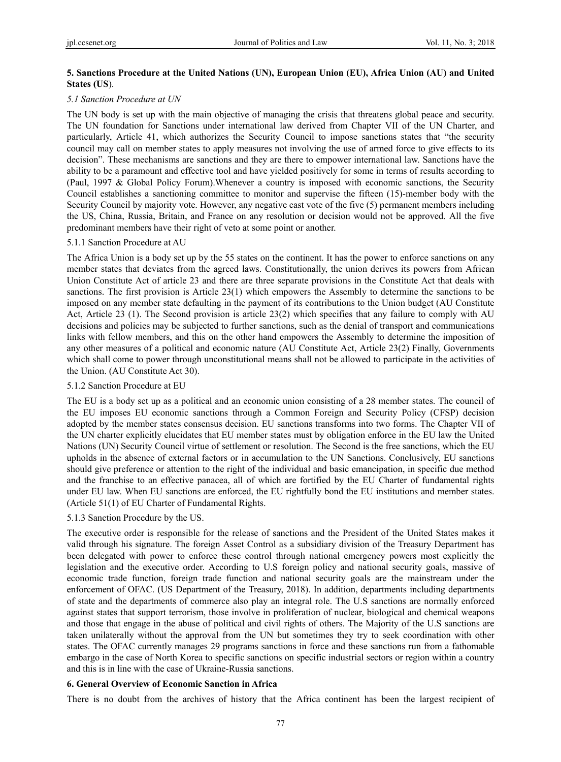## 5. Sanctions Procedure at the United Nations (UN), European Union (EU), Africa Union (AU) and United States (US).

### *5.1 Sanction Procedure at UN*

The UN body is set up with the main objective of managing the crisis that threatens global peace and security. The UN foundation for Sanctions under international law derived from Chapter VII of the UN Charter, and particularly, Article 41, which authorizes the Security Council to impose sanctions states that "the security council may call on member states to apply measures not involving the use of armed force to give effects to its decision". These mechanisms are sanctions and they are there to empower international law. Sanctions have the ability to be a paramount and effective tool and have yielded positively for some in terms of results according to (Paul, 1997 & Global Policy Forum).Whenever a country is imposed with economic sanctions, the Security Council establishes a sanctioning committee to monitor and supervise the fifteen (15)-member body with the Security Council by majority vote. However, any negative cast vote of the five (5) permanent members including the US, China, Russia, Britain, and France on any resolution or decision would not be approved. All the five predominant members have their right of veto at some point or another.

#### 5.1.1 Sanction Procedure at AU

The Africa Union is a body set up by the 55 states on the continent. It has the power to enforce sanctions on any member states that deviates from the agreed laws. Constitutionally, the union derives its powers from African Union Constitute Act of article 23 and there are three separate provisions in the Constitute Act that deals with sanctions. The first provision is Article 23(1) which empowers the Assembly to determine the sanctions to be imposed on any member state defaulting in the payment of its contributions to the Union budget (AU Constitute Act, Article 23 (1). The Second provision is article 23(2) which specifies that any failure to comply with AU decisions and policies may be subjected to further sanctions, such as the denial of transport and communications links with fellow members, and this on the other hand empowers the Assembly to determine the imposition of any other measures of a political and economic nature (AU Constitute Act, Article 23(2) Finally, Governments which shall come to power through unconstitutional means shall not be allowed to participate in the activities of the Union. (AU Constitute Act 30).

#### 5.1.2 Sanction Procedure at EU

The EU is a body set up as a political and an economic union consisting of a 28 member states. The council of the EU imposes EU economic sanctions through a Common Foreign and Security Policy (CFSP) decision adopted by the member states consensus decision. EU sanctions transforms into two forms. The Chapter VII of the UN charter explicitly elucidates that EU member states must by obligation enforce in the EU law the United Nations (UN) Security Council virtue of settlement or resolution. The Second is the free sanctions, which the EU upholds in the absence of external factors or in accumulation to the UN Sanctions. Conclusively, EU sanctions should give preference or attention to the right of the individual and basic emancipation, in specific due method and the franchise to an effective panacea, all of which are fortified by the EU Charter of fundamental rights under EU law. When EU sanctions are enforced, the EU rightfully bond the EU institutions and member states. (Article 51(1) of EU Charter of Fundamental Rights.

#### 5.1.3 Sanction Procedure by the US.

The executive order is responsible for the release of sanctions and the President of the United States makes it valid through his signature. The foreign Asset Control as a subsidiary division of the Treasury Department has been delegated with power to enforce these control through national emergency powers most explicitly the legislation and the executive order. According to U.S foreign policy and national security goals, massive of economic trade function, foreign trade function and national security goals are the mainstream under the enforcement of OFAC. (US Department of the Treasury, 2018). In addition, departments including departments of state and the departments of commerce also play an integral role. The U.S sanctions are normally enforced against states that support terrorism, those involve in proliferation of nuclear, biological and chemical weapons and those that engage in the abuse of political and civil rights of others. The Majority of the U.S sanctions are taken unilaterally without the approval from the UN but sometimes they try to seek coordination with other states. The OFAC currently manages 29 programs sanctions in force and these sanctions run from a fathomable embargo in the case of North Korea to specific sanctions on specific industrial sectors or region within a country and this is in line with the case of Ukraine-Russia sanctions.

## 6. General Overview of Economic Sanction in Africa

There is no doubt from the archives of history that the Africa continent has been the largest recipient of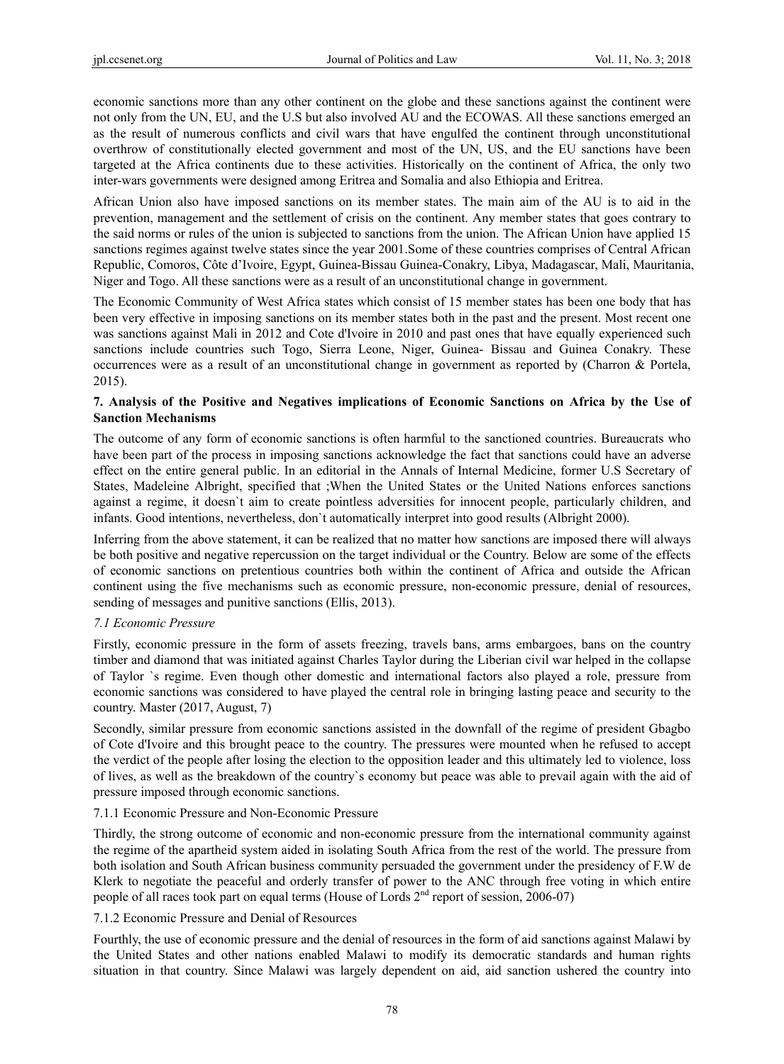economic sanctions more than any other continent on the globe and these sanctions against the continent were not only from the UN, EU, and the U.S but also involved AU and the ECOWAS. All these sanctions emerged an as the result of numerous conflicts and civil wars that have engulfed the continent through unconstitutional overthrow of constitutionally elected government and most of the UN, US, and the EU sanctions have been targeted at the Africa continents due to these activities. Historically on the continent of Africa, the only two inter-wars governments were designed among Eritrea and Somalia and also Ethiopia and Eritrea.

African Union also have imposed sanctions on its member states. The main aim of the AU is to aid in the prevention, management and the settlement of crisis on the continent. Any member states that goes contrary to the said norms or rules of the union is subjected to sanctions from the union. The African Union have applied 15 sanctions regimes against twelve states since the year 2001.Some of these countries comprises of Central African Republic, Comoros, Côte d'Ivoire, Egypt, Guinea-Bissau Guinea-Conakry, Libya, Madagascar, Mali, Mauritania, Niger and Togo. All these sanctions were as a result of an unconstitutional change in government.

The Economic Community of West Africa states which consist of 15 member states has been one body that has been very effective in imposing sanctions on its member states both in the past and the present. Most recent one was sanctions against Mali in 2012 and Cote d'Ivoire in 2010 and past ones that have equally experienced such sanctions include countries such Togo, Sierra Leone, Niger, Guinea- Bissau and Guinea Conakry. These occurrences were as a result of an unconstitutional change in government as reported by (Charron & Portela, 2015).

### 7. Analysis of the Positive and Negatives implications of Economic Sanctions on Africa by the Use of Sanction Mechanisms

The outcome of any form of economic sanctions is often harmful to the sanctioned countries. Bureaucrats who have been part of the process in imposing sanctions acknowledge the fact that sanctions could have an adverse effect on the entire general public. In an editorial in the Annals of Internal Medicine, former U.S Secretary of States, Madeleine Albright, specified that ;When the United States or the United Nations enforces sanctions against a regime, it doesn`t aim to create pointless adversities for innocent people, particularly children, and infants. Good intentions, nevertheless, don`t automatically interpret into good results (Albright 2000).

Inferring from the above statement, it can be realized that no matter how sanctions are imposed there will always be both positive and negative repercussion on the target individual or the Country. Below are some of the effects of economic sanctions on pretentious countries both within the continent of Africa and outside the African continent using the five mechanisms such as economic pressure, non-economic pressure, denial of resources, sending of messages and punitive sanctions (Ellis, 2013).

#### *7.1 Economic Pressure*

Firstly, economic pressure in the form of assets freezing, travels bans, arms embargoes, bans on the country timber and diamond that was initiated against Charles Taylor during the Liberian civil war helped in the collapse of Taylor `s regime. Even though other domestic and international factors also played a role, pressure from economic sanctions was considered to have played the central role in bringing lasting peace and security to the country. Master (2017, August, 7)

Secondly, similar pressure from economic sanctions assisted in the downfall of the regime of president Gbagbo of Cote d'Ivoire and this brought peace to the country. The pressures were mounted when he refused to accept the verdict of the people after losing the election to the opposition leader and this ultimately led to violence, loss of lives, as well as the breakdown of the country`s economy but peace was able to prevail again with the aid of pressure imposed through economic sanctions.

#### 7.1.1 Economic Pressure and Non-Economic Pressure

Thirdly, the strong outcome of economic and non-economic pressure from the international community against the regime of the apartheid system aided in isolating South Africa from the rest of the world. The pressure from both isolation and South African business community persuaded the government under the presidency of F.W de Klerk to negotiate the peaceful and orderly transfer of power to the ANC through free voting in which entire people of all races took part on equal terms (House of Lords 2nd report of session, 2006-07)

#### 7.1.2 Economic Pressure and Denial of Resources

Fourthly, the use of economic pressure and the denial of resources in the form of aid sanctions against Malawi by the United States and other nations enabled Malawi to modify its democratic standards and human rights situation in that country. Since Malawi was largely dependent on aid, aid sanction ushered the country into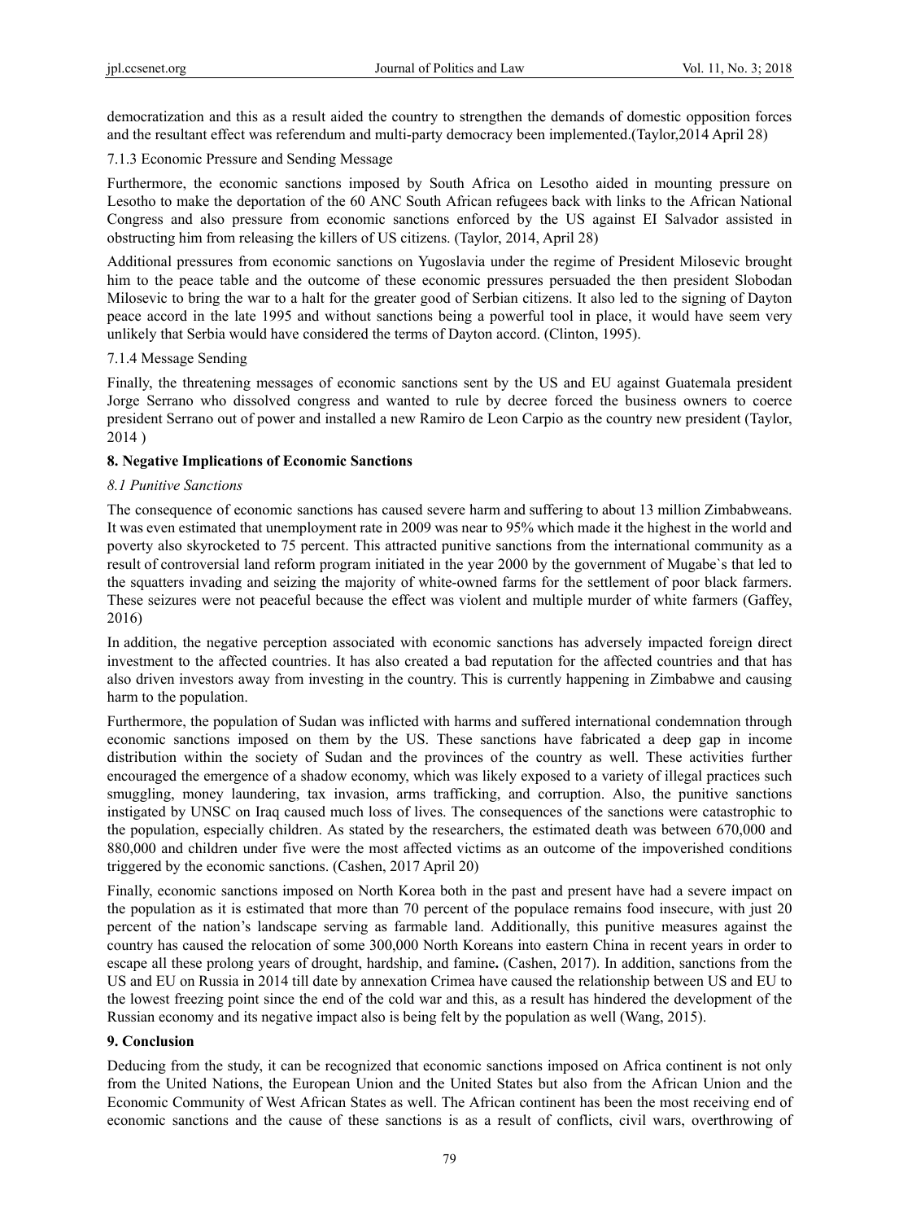democratization and this as a result aided the country to strengthen the demands of domestic opposition forces and the resultant effect was referendum and multi-party democracy been implemented.(Taylor,2014 April 28)

#### 7.1.3 Economic Pressure and Sending Message

Furthermore, the economic sanctions imposed by South Africa on Lesotho aided in mounting pressure on Lesotho to make the deportation of the 60 ANC South African refugees back with links to the African National Congress and also pressure from economic sanctions enforced by the US against EI Salvador assisted in obstructing him from releasing the killers of US citizens. (Taylor, 2014, April 28)

Additional pressures from economic sanctions on Yugoslavia under the regime of President Milosevic brought him to the peace table and the outcome of these economic pressures persuaded the then president Slobodan Milosevic to bring the war to a halt for the greater good of Serbian citizens. It also led to the signing of Dayton peace accord in the late 1995 and without sanctions being a powerful tool in place, it would have seem very unlikely that Serbia would have considered the terms of Dayton accord. (Clinton, 1995).

#### 7.1.4 Message Sending

Finally, the threatening messages of economic sanctions sent by the US and EU against Guatemala president Jorge Serrano who dissolved congress and wanted to rule by decree forced the business owners to coerce president Serrano out of power and installed a new Ramiro de Leon Carpio as the country new president (Taylor, 2014 )

## 8. Negative Implications of Economic Sanctions

### *8.1 Punitive Sanctions*

The consequence of economic sanctions has caused severe harm and suffering to about 13 million Zimbabweans. It was even estimated that unemployment rate in 2009 was near to 95% which made it the highest in the world and poverty also skyrocketed to 75 percent. This attracted punitive sanctions from the international community as a result of controversial land reform program initiated in the year 2000 by the government of Mugabe`s that led to the squatters invading and seizing the majority of white-owned farms for the settlement of poor black farmers. These seizures were not peaceful because the effect was violent and multiple murder of white farmers (Gaffey, 2016)

In addition, the negative perception associated with economic sanctions has adversely impacted foreign direct investment to the affected countries. It has also created a bad reputation for the affected countries and that has also driven investors away from investing in the country. This is currently happening in Zimbabwe and causing harm to the population.

Furthermore, the population of Sudan was inflicted with harms and suffered international condemnation through economic sanctions imposed on them by the US. These sanctions have fabricated a deep gap in income distribution within the society of Sudan and the provinces of the country as well. These activities further encouraged the emergence of a shadow economy, which was likely exposed to a variety of illegal practices such smuggling, money laundering, tax invasion, arms trafficking, and corruption. Also, the punitive sanctions instigated by UNSC on Iraq caused much loss of lives. The consequences of the sanctions were catastrophic to the population, especially children. As stated by the researchers, the estimated death was between 670,000 and 880,000 and children under five were the most affected victims as an outcome of the impoverished conditions triggered by the economic sanctions. (Cashen, 2017 April 20)

Finally, economic sanctions imposed on North Korea both in the past and present have had a severe impact on the population as it is estimated that more than 70 percent of the populace remains food insecure, with just 20 percent of the nation's landscape serving as farmable land. Additionally, this punitive measures against the country has caused the relocation of some 300,000 North Koreans into eastern China in recent years in order to escape all these prolong years of drought, hardship, and famine**.** (Cashen, 2017). In addition, sanctions from the US and EU on Russia in 2014 till date by annexation Crimea have caused the relationship between US and EU to the lowest freezing point since the end of the cold war and this, as a result has hindered the development of the Russian economy and its negative impact also is being felt by the population as well (Wang, 2015).

## 9. Conclusion

Deducing from the study, it can be recognized that economic sanctions imposed on Africa continent is not only from the United Nations, the European Union and the United States but also from the African Union and the Economic Community of West African States as well. The African continent has been the most receiving end of economic sanctions and the cause of these sanctions is as a result of conflicts, civil wars, overthrowing of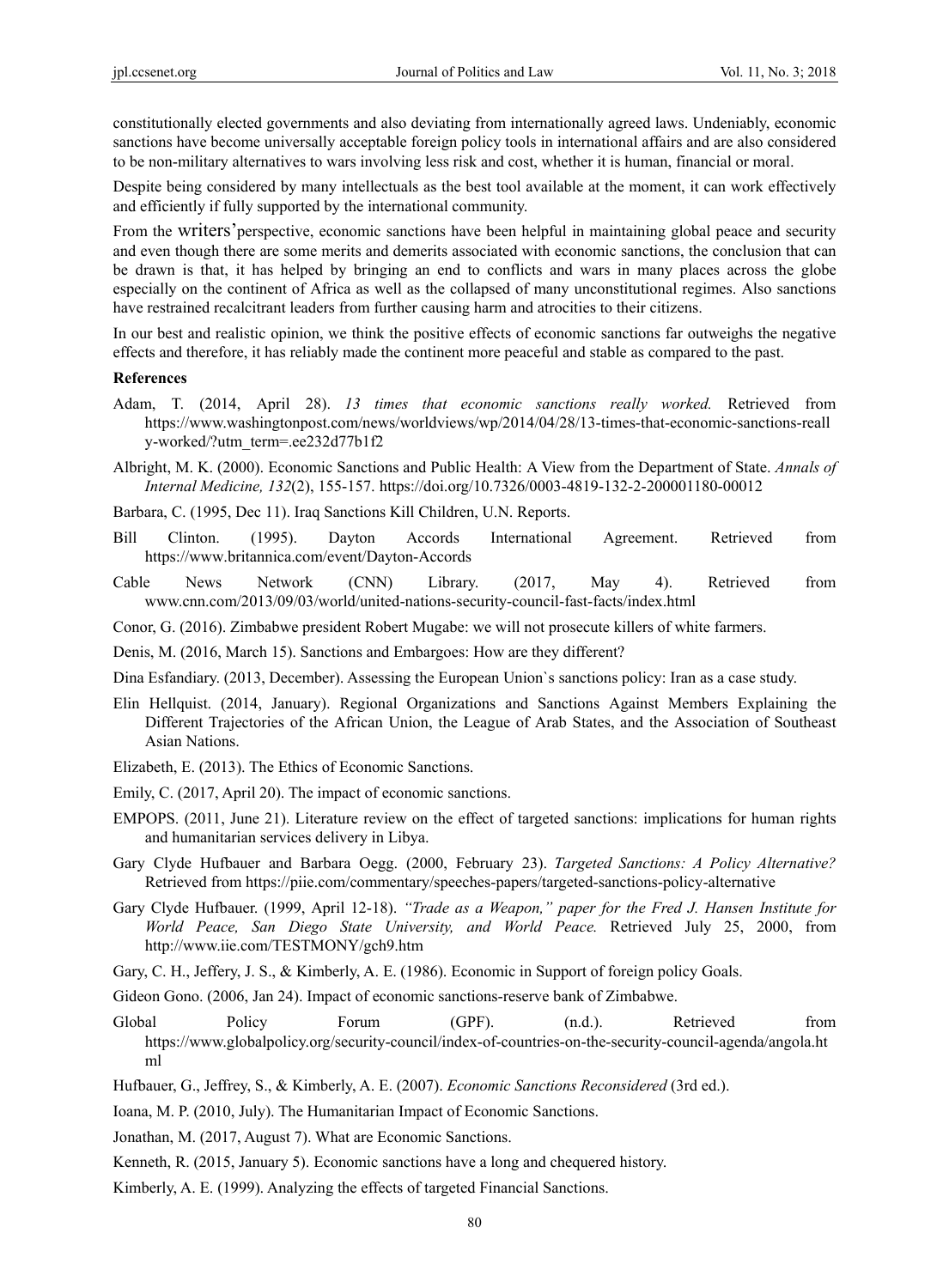constitutionally elected governments and also deviating from internationally agreed laws. Undeniably, economic sanctions have become universally acceptable foreign policy tools in international affairs and are also considered to be non-military alternatives to wars involving less risk and cost, whether it is human, financial or moral.

Despite being considered by many intellectuals as the best tool available at the moment, it can work effectively and efficiently if fully supported by the international community.

From the writers'perspective, economic sanctions have been helpful in maintaining global peace and security and even though there are some merits and demerits associated with economic sanctions, the conclusion that can be drawn is that, it has helped by bringing an end to conflicts and wars in many places across the globe especially on the continent of Africa as well as the collapsed of many unconstitutional regimes. Also sanctions have restrained recalcitrant leaders from further causing harm and atrocities to their citizens.

In our best and realistic opinion, we think the positive effects of economic sanctions far outweighs the negative effects and therefore, it has reliably made the continent more peaceful and stable as compared to the past.

**References**

Adam, T. (2014, April 28). *13 times that economic sanctions really worked.* Retrieved from https://www.washingtonpost.com/news/worldviews/wp/2014/04/28/13-times-that-economic-sanctions-really-worked/?utm_term=.ee232d77b1f2

Albright, M. K. (2000). Economic Sanctions and Public Health: A View from the Department of State. *Annals of Internal Medicine, 132*(2), 155-157. https://doi.org/10.7326/0003-4819-132-2-200001180-00012

Barbara, C. (1995, Dec 11). Iraq Sanctions Kill Children, U.N. Reports.

Bill Clinton. (1995). Dayton Accords International Agreement. Retrieved from https://www.britannica.com/event/Dayton-Accords

Cable News Network (CNN) Library. (2017, May 4). Retrieved from www.cnn.com/2013/09/03/world/united-nations-security-council-fast-facts/index.html

Conor, G. (2016). Zimbabwe president Robert Mugabe: we will not prosecute killers of white farmers.

Denis, M. (2016, March 15). Sanctions and Embargoes: How are they different?

Dina Esfandiary. (2013, December). Assessing the European Union`s sanctions policy: Iran as a case study.

Elin Hellquist. (2014, January). Regional Organizations and Sanctions Against Members Explaining the Different Trajectories of the African Union, the League of Arab States, and the Association of Southeast Asian Nations.

Elizabeth, E. (2013). The Ethics of Economic Sanctions.

Emily, C. (2017, April 20). The impact of economic sanctions.

EMPOPS. (2011, June 21). Literature review on the effect of targeted sanctions: implications for human rights and humanitarian services delivery in Libya.

Gary Clyde Hufbauer and Barbara Oegg. (2000, February 23). *Targeted Sanctions: A Policy Alternative?* Retrieved from https://piie.com/commentary/speeches-papers/targeted-sanctions-policy-alternative

Gary Clyde Hufbauer. (1999, April 12-18). *"Trade as a Weapon," paper for the Fred J. Hansen Institute for World Peace, San Diego State University, and World Peace.* Retrieved July 25, 2000, from http://www.iie.com/TESTMONY/gch9.htm

Gary, C. H., Jeffery, J. S., & Kimberly, A. E. (1986). Economic in Support of foreign policy Goals.

Gideon Gono. (2006, Jan 24). Impact of economic sanctions-reserve bank of Zimbabwe.

Global Policy Forum (GPF). (n.d.). Retrieved from https://www.globalpolicy.org/security-council/index-of-countries-on-the-security-council-agenda/angola.html

Hufbauer, G., Jeffrey, S., & Kimberly, A. E. (2007). *Economic Sanctions Reconsidered* (3rd ed.).

Ioana, M. P. (2010, July). The Humanitarian Impact of Economic Sanctions.

Jonathan, M. (2017, August 7). What are Economic Sanctions.

Kenneth, R. (2015, January 5). Economic sanctions have a long and chequered history.

Kimberly, A. E. (1999). Analyzing the effects of targeted Financial Sanctions.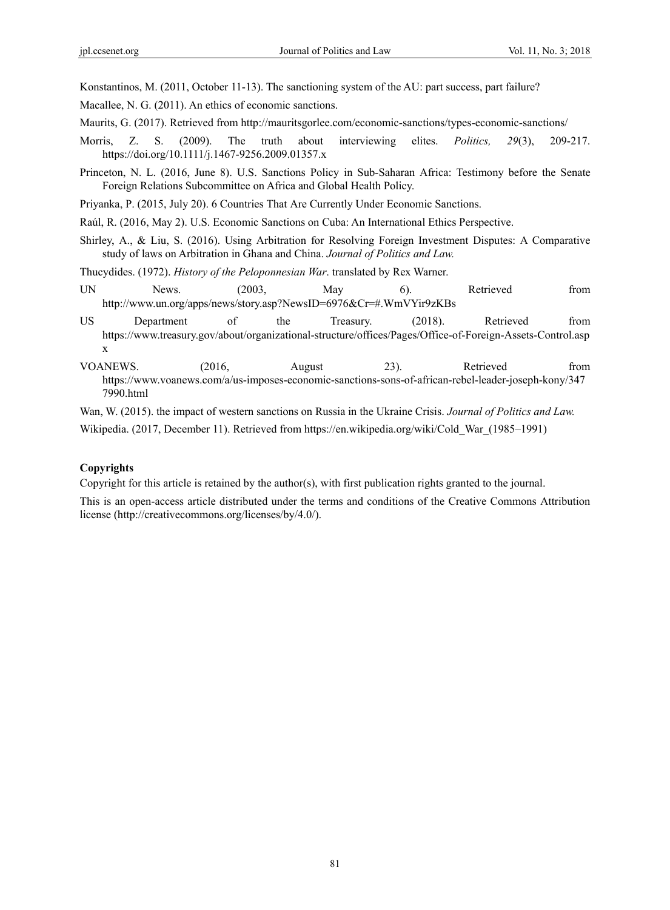Konstantinos, M. (2011, October 11-13). The sanctioning system of the AU: part success, part failure?

Macallee, N. G. (2011). An ethics of economic sanctions.

Maurits, G. (2017). Retrieved from http://mauritsgorlee.com/economic-sanctions/types-economic-sanctions/

Morris, Z. S. (2009). The truth about interviewing elites. *Politics, 29*(3), 209-217. https://doi.org/10.1111/j.1467-9256.2009.01357.x

Princeton, N. L. (2016, June 8). U.S. Sanctions Policy in Sub-Saharan Africa: Testimony before the Senate Foreign Relations Subcommittee on Africa and Global Health Policy.

Priyanka, P. (2015, July 20). 6 Countries That Are Currently Under Economic Sanctions.

Raúl, R. (2016, May 2). U.S. Economic Sanctions on Cuba: An International Ethics Perspective.

Shirley, A., & Liu, S. (2016). Using Arbitration for Resolving Foreign Investment Disputes: A Comparative study of laws on Arbitration in Ghana and China. *Journal of Politics and Law.*

Thucydides. (1972). *History of the Peloponnesian War*. translated by Rex Warner.

UN News. (2003, May 6). Retrieved from http://www.un.org/apps/news/story.asp?NewsID=6976&Cr=#.WmVYir9zKBs

US Department of the Treasury. (2018). Retrieved from https://www.treasury.gov/about/organizational-structure/offices/Pages/Office-of-Foreign-Assets-Control.aspx

VOANEWS. (2016, August 23). Retrieved from https://www.voanews.com/a/us-imposes-economic-sanctions-sons-of-african-rebel-leader-joseph-kony/3477990.html

Wan, W. (2015). the impact of western sanctions on Russia in the Ukraine Crisis. *Journal of Politics and Law.*

Wikipedia. (2017, December 11). Retrieved from https://en.wikipedia.org/wiki/Cold_War_(1985–1991)

**Copyrights**

Copyright for this article is retained by the author(s), with first publication rights granted to the journal.

This is an open-access article distributed under the terms and conditions of the Creative Commons Attribution license (http://creativecommons.org/licenses/by/4.0/).